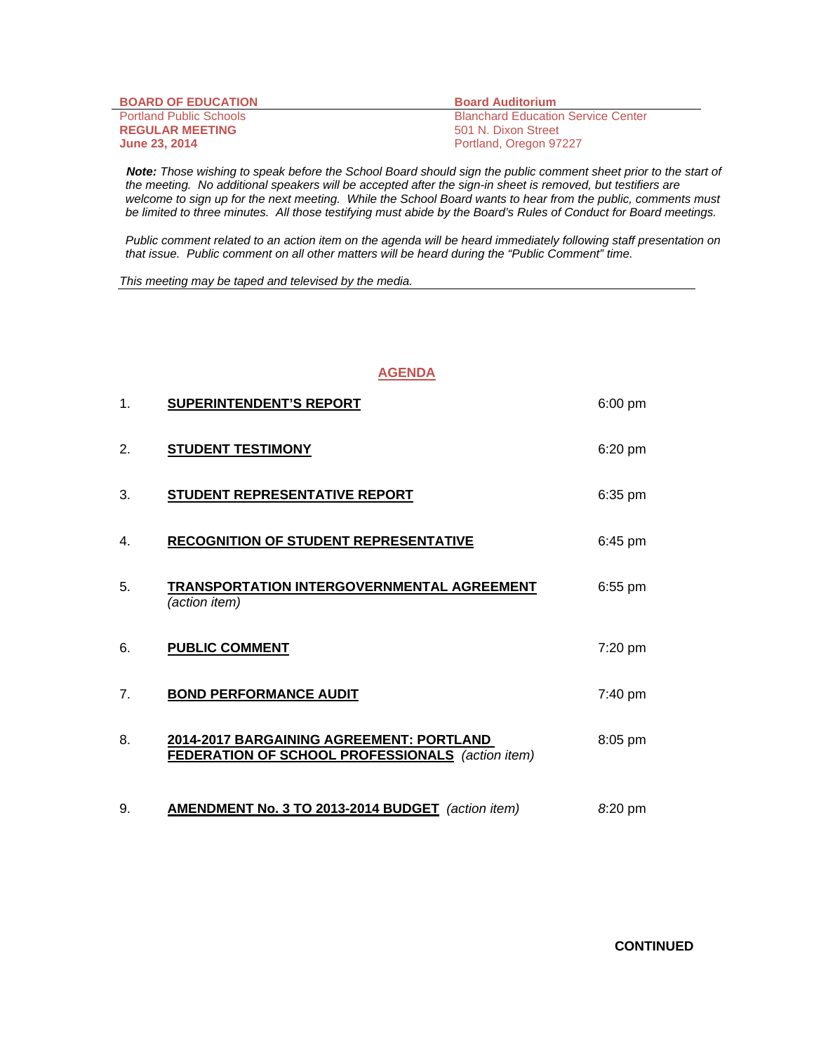**BOARD OF EDUCATION**
Portland Public Schools
**REGULAR MEETING**
**June 23, 2014**

**Board Auditorium**
Blanchard Education Service Center
501 N. Dixon Street
Portland, Oregon 97227

***Note:*** *Those wishing to speak before the School Board should sign the public comment sheet prior to the start of the meeting. No additional speakers will be accepted after the sign-in sheet is removed, but testifiers are welcome to sign up for the next meeting. While the School Board wants to hear from the public, comments must be limited to three minutes. All those testifying must abide by the Board's Rules of Conduct for Board meetings.*

*Public comment related to an action item on the agenda will be heard immediately following staff presentation on that issue. Public comment on all other matters will be heard during the "Public Comment" time.*

*This meeting may be taped and televised by the media.*

## AGENDA

| | | |
|---|---|---|
| 1. | **SUPERINTENDENT'S REPORT** | 6:00 pm |
| 2. | **STUDENT TESTIMONY** | 6:20 pm |
| 3. | **STUDENT REPRESENTATIVE REPORT** | 6:35 pm |
| 4. | **RECOGNITION OF STUDENT REPRESENTATIVE** | 6:45 pm |
| 5. | **TRANSPORTATION INTERGOVERNMENTAL AGREEMENT** *(action item)* | 6:55 pm |
| 6. | **PUBLIC COMMENT** | 7:20 pm |
| 7. | **BOND PERFORMANCE AUDIT** | 7:40 pm |
| 8. | **2014-2017 BARGAINING AGREEMENT: PORTLAND FEDERATION OF SCHOOL PROFESSIONALS** *(action item)* | 8:05 pm |
| 9. | **AMENDMENT No. 3 TO 2013-2014 BUDGET** *(action item)* | 8:20 pm |

**CONTINUED**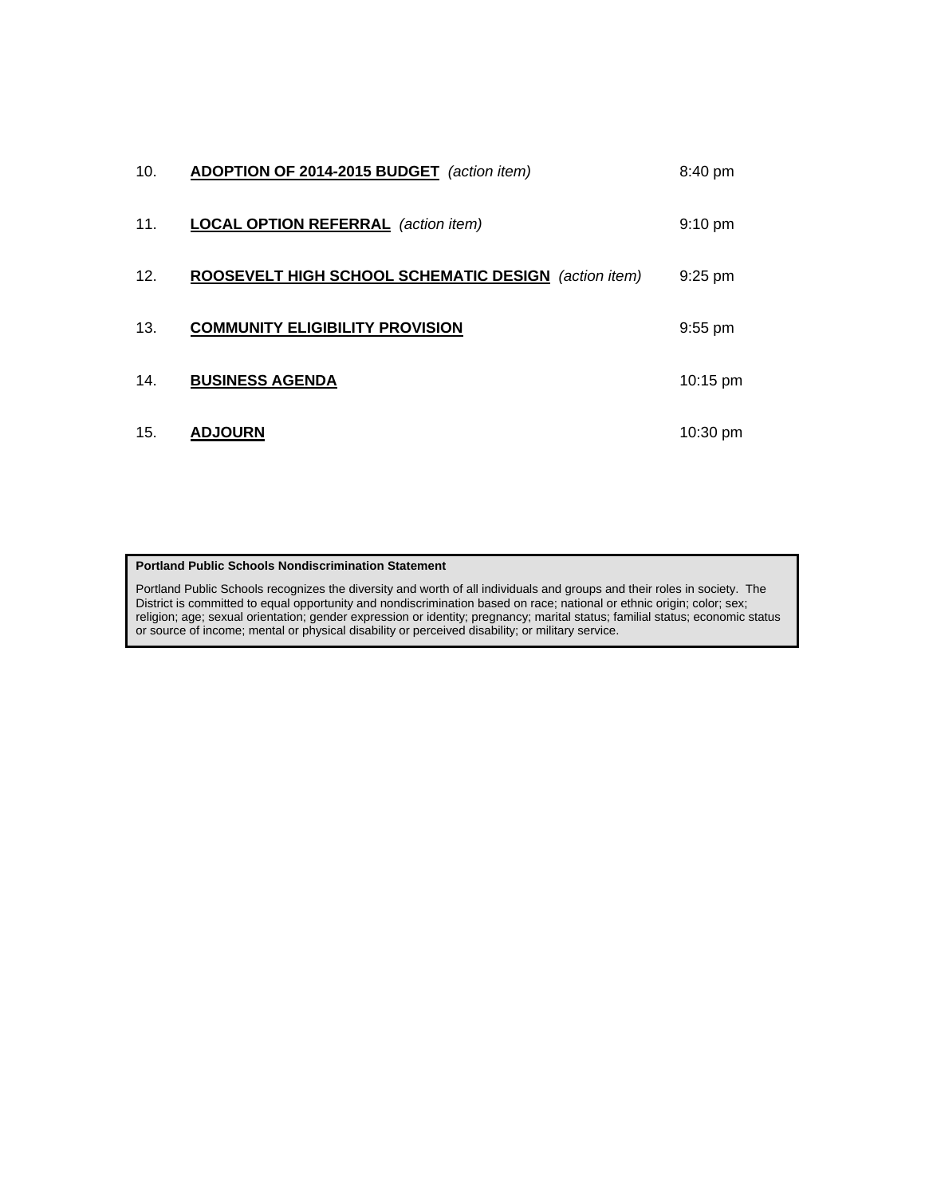| | | |
|---|---|---|
| 10. | **ADOPTION OF 2014-2015 BUDGET** *(action item)* | 8:40 pm |
| 11. | **LOCAL OPTION REFERRAL** *(action item)* | 9:10 pm |
| 12. | **ROOSEVELT HIGH SCHOOL SCHEMATIC DESIGN** *(action item)* | 9:25 pm |
| 13. | **COMMUNITY ELIGIBILITY PROVISION** | 9:55 pm |
| 14. | **BUSINESS AGENDA** | 10:15 pm |
| 15. | **ADJOURN** | 10:30 pm |

**Portland Public Schools Nondiscrimination Statement**

Portland Public Schools recognizes the diversity and worth of all individuals and groups and their roles in society. The District is committed to equal opportunity and nondiscrimination based on race; national or ethnic origin; color; sex; religion; age; sexual orientation; gender expression or identity; pregnancy; marital status; familial status; economic status or source of income; mental or physical disability or perceived disability; or military service.